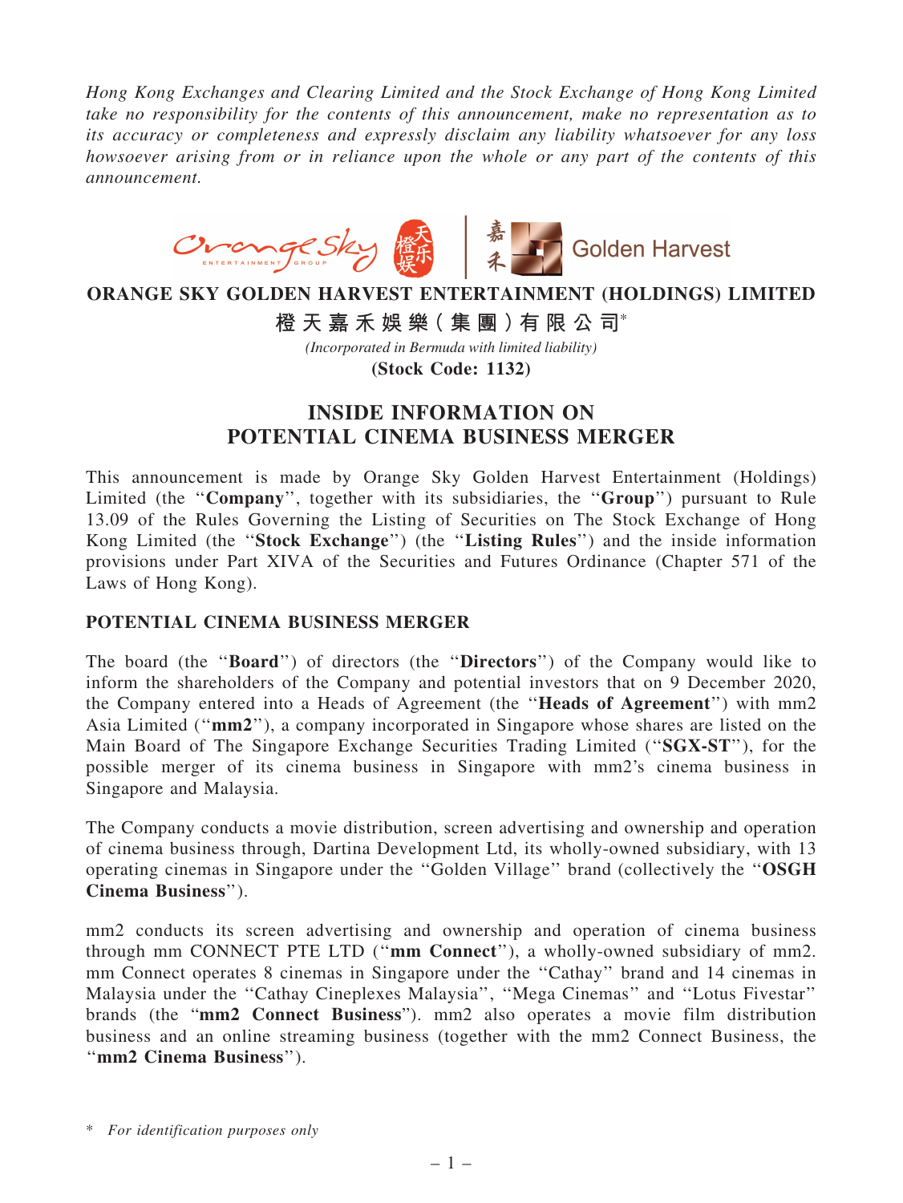*Hong Kong Exchanges and Clearing Limited and the Stock Exchange of Hong Kong Limited take no responsibility for the contents of this announcement, make no representation as to its accuracy or completeness and expressly disclaim any liability whatsoever for any loss howsoever arising from or in reliance upon the whole or any part of the contents of this announcement.*

**ORANGE SKY GOLDEN HARVEST ENTERTAINMENT (HOLDINGS) LIMITED**

**橙天嘉禾娛樂(集團)有限公司***

*(Incorporated in Bermuda with limited liability)*

**(Stock Code: 1132)**

# INSIDE INFORMATION ON POTENTIAL CINEMA BUSINESS MERGER

This announcement is made by Orange Sky Golden Harvest Entertainment (Holdings) Limited (the "**Company**", together with its subsidiaries, the "**Group**") pursuant to Rule 13.09 of the Rules Governing the Listing of Securities on The Stock Exchange of Hong Kong Limited (the "**Stock Exchange**") (the "**Listing Rules**") and the inside information provisions under Part XIVA of the Securities and Futures Ordinance (Chapter 571 of the Laws of Hong Kong).

## POTENTIAL CINEMA BUSINESS MERGER

The board (the "**Board**") of directors (the "**Directors**") of the Company would like to inform the shareholders of the Company and potential investors that on 9 December 2020, the Company entered into a Heads of Agreement (the "**Heads of Agreement**") with mm2 Asia Limited ("**mm2**"), a company incorporated in Singapore whose shares are listed on the Main Board of The Singapore Exchange Securities Trading Limited ("**SGX-ST**"), for the possible merger of its cinema business in Singapore with mm2's cinema business in Singapore and Malaysia.

The Company conducts a movie distribution, screen advertising and ownership and operation of cinema business through, Dartina Development Ltd, its wholly-owned subsidiary, with 13 operating cinemas in Singapore under the "Golden Village" brand (collectively the "**OSGH Cinema Business**").

mm2 conducts its screen advertising and ownership and operation of cinema business through mm CONNECT PTE LTD ("**mm Connect**"), a wholly-owned subsidiary of mm2. mm Connect operates 8 cinemas in Singapore under the "Cathay" brand and 14 cinemas in Malaysia under the "Cathay Cineplexes Malaysia", "Mega Cinemas" and "Lotus Fivestar" brands (the "**mm2 Connect Business**"). mm2 also operates a movie film distribution business and an online streaming business (together with the mm2 Connect Business, the "**mm2 Cinema Business**").

\* *For identification purposes only*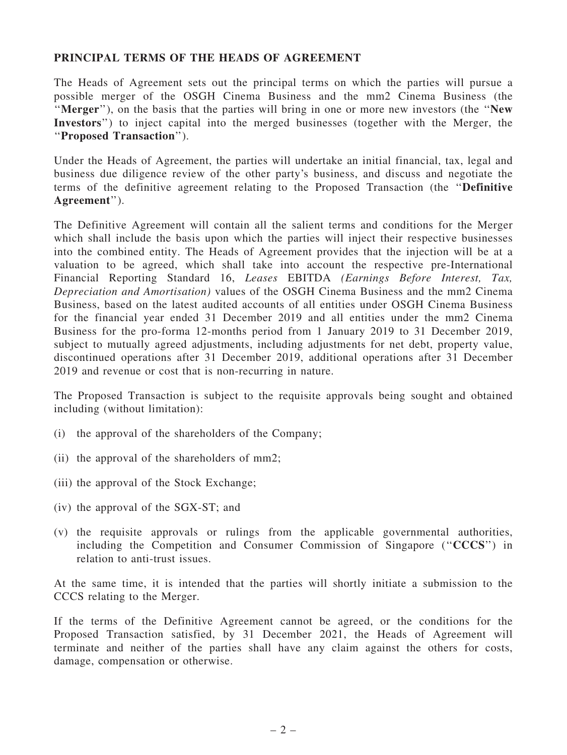## PRINCIPAL TERMS OF THE HEADS OF AGREEMENT

The Heads of Agreement sets out the principal terms on which the parties will pursue a possible merger of the OSGH Cinema Business and the mm2 Cinema Business (the "**Merger**"), on the basis that the parties will bring in one or more new investors (the "**New Investors**") to inject capital into the merged businesses (together with the Merger, the "**Proposed Transaction**").

Under the Heads of Agreement, the parties will undertake an initial financial, tax, legal and business due diligence review of the other party's business, and discuss and negotiate the terms of the definitive agreement relating to the Proposed Transaction (the "**Definitive Agreement**").

The Definitive Agreement will contain all the salient terms and conditions for the Merger which shall include the basis upon which the parties will inject their respective businesses into the combined entity. The Heads of Agreement provides that the injection will be at a valuation to be agreed, which shall take into account the respective pre-International Financial Reporting Standard 16, *Leases* EBITDA *(Earnings Before Interest, Tax, Depreciation and Amortisation)* values of the OSGH Cinema Business and the mm2 Cinema Business, based on the latest audited accounts of all entities under OSGH Cinema Business for the financial year ended 31 December 2019 and all entities under the mm2 Cinema Business for the pro-forma 12-months period from 1 January 2019 to 31 December 2019, subject to mutually agreed adjustments, including adjustments for net debt, property value, discontinued operations after 31 December 2019, additional operations after 31 December 2019 and revenue or cost that is non-recurring in nature.

The Proposed Transaction is subject to the requisite approvals being sought and obtained including (without limitation):

(i) the approval of the shareholders of the Company;

(ii) the approval of the shareholders of mm2;

(iii) the approval of the Stock Exchange;

(iv) the approval of the SGX-ST; and

(v) the requisite approvals or rulings from the applicable governmental authorities, including the Competition and Consumer Commission of Singapore ("**CCCS**") in relation to anti-trust issues.

At the same time, it is intended that the parties will shortly initiate a submission to the CCCS relating to the Merger.

If the terms of the Definitive Agreement cannot be agreed, or the conditions for the Proposed Transaction satisfied, by 31 December 2021, the Heads of Agreement will terminate and neither of the parties shall have any claim against the others for costs, damage, compensation or otherwise.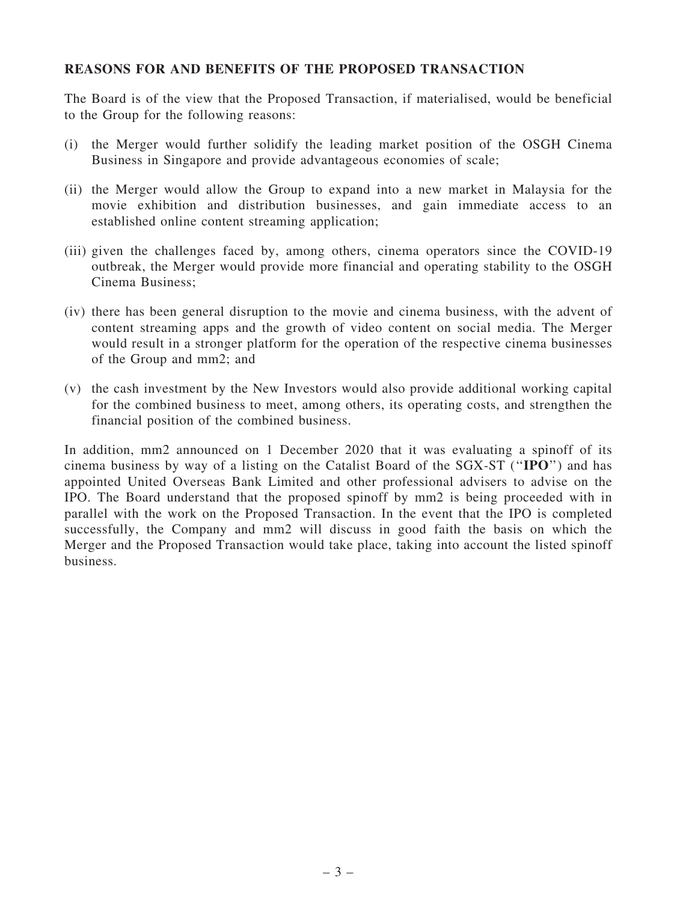## REASONS FOR AND BENEFITS OF THE PROPOSED TRANSACTION

The Board is of the view that the Proposed Transaction, if materialised, would be beneficial to the Group for the following reasons:

(i) the Merger would further solidify the leading market position of the OSGH Cinema Business in Singapore and provide advantageous economies of scale;

(ii) the Merger would allow the Group to expand into a new market in Malaysia for the movie exhibition and distribution businesses, and gain immediate access to an established online content streaming application;

(iii) given the challenges faced by, among others, cinema operators since the COVID-19 outbreak, the Merger would provide more financial and operating stability to the OSGH Cinema Business;

(iv) there has been general disruption to the movie and cinema business, with the advent of content streaming apps and the growth of video content on social media. The Merger would result in a stronger platform for the operation of the respective cinema businesses of the Group and mm2; and

(v) the cash investment by the New Investors would also provide additional working capital for the combined business to meet, among others, its operating costs, and strengthen the financial position of the combined business.

In addition, mm2 announced on 1 December 2020 that it was evaluating a spinoff of its cinema business by way of a listing on the Catalist Board of the SGX-ST ("**IPO**") and has appointed United Overseas Bank Limited and other professional advisers to advise on the IPO. The Board understand that the proposed spinoff by mm2 is being proceeded with in parallel with the work on the Proposed Transaction. In the event that the IPO is completed successfully, the Company and mm2 will discuss in good faith the basis on which the Merger and the Proposed Transaction would take place, taking into account the listed spinoff business.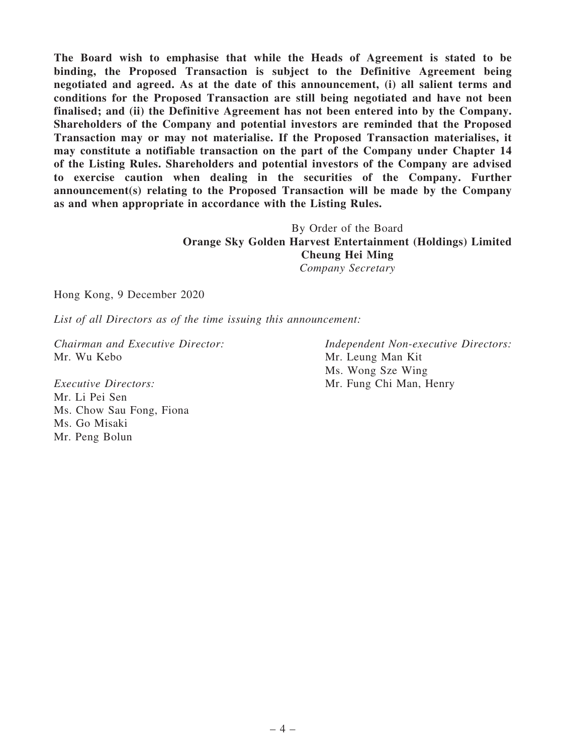**The Board wish to emphasise that while the Heads of Agreement is stated to be binding, the Proposed Transaction is subject to the Definitive Agreement being negotiated and agreed. As at the date of this announcement, (i) all salient terms and conditions for the Proposed Transaction are still being negotiated and have not been finalised; and (ii) the Definitive Agreement has not been entered into by the Company. Shareholders of the Company and potential investors are reminded that the Proposed Transaction may or may not materialise. If the Proposed Transaction materialises, it may constitute a notifiable transaction on the part of the Company under Chapter 14 of the Listing Rules. Shareholders and potential investors of the Company are advised to exercise caution when dealing in the securities of the Company. Further announcement(s) relating to the Proposed Transaction will be made by the Company as and when appropriate in accordance with the Listing Rules.**

By Order of the Board
**Orange Sky Golden Harvest Entertainment (Holdings) Limited**
**Cheung Hei Ming**
*Company Secretary*

Hong Kong, 9 December 2020

*List of all Directors as of the time issuing this announcement:*

*Chairman and Executive Director:*
Mr. Wu Kebo

*Executive Directors:*
Mr. Li Pei Sen
Ms. Chow Sau Fong, Fiona
Ms. Go Misaki
Mr. Peng Bolun

*Independent Non-executive Directors:*
Mr. Leung Man Kit
Ms. Wong Sze Wing
Mr. Fung Chi Man, Henry